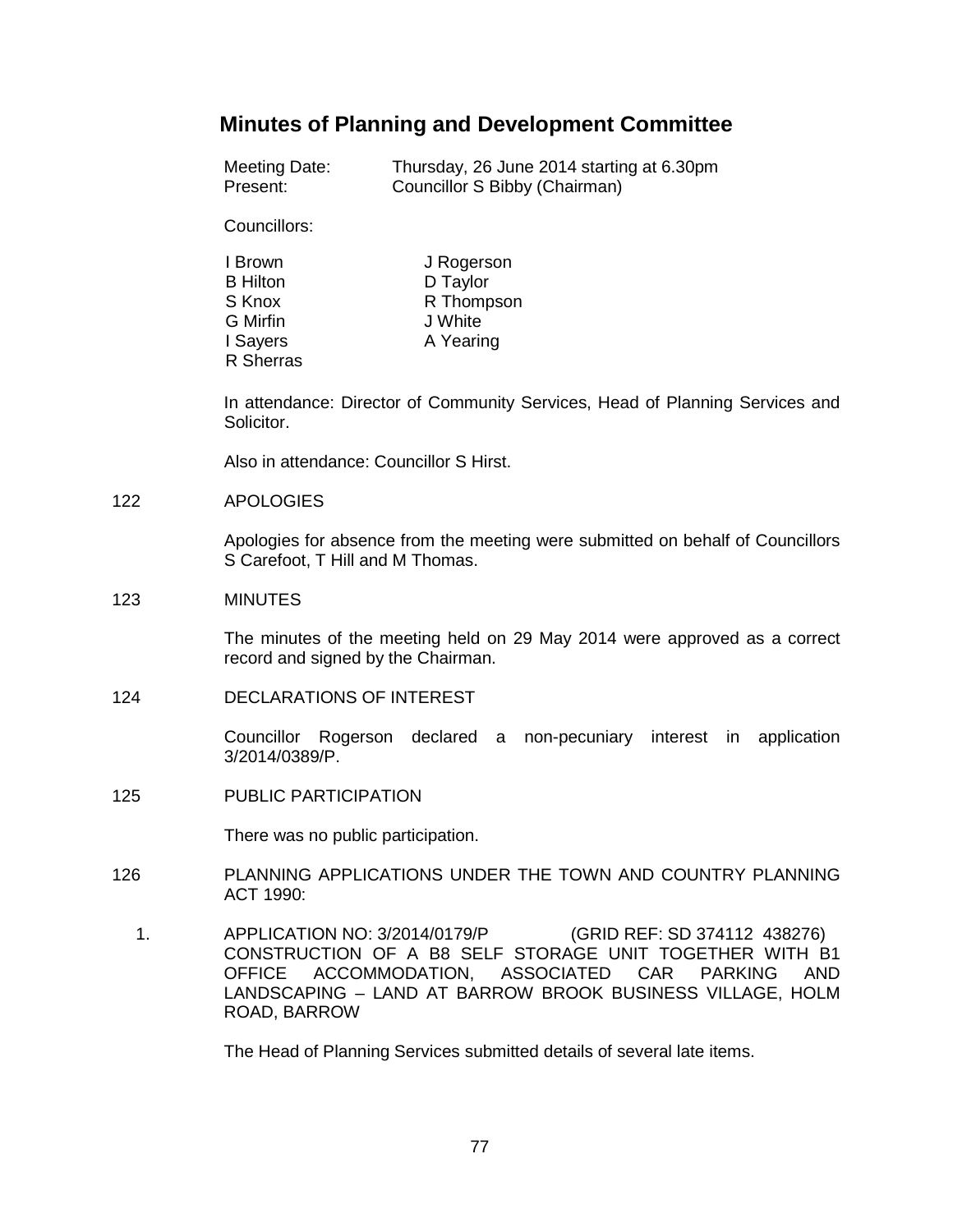# Minutes of Planning and Development Committee

Meeting Date: Thursday, 26 June 2014 starting at 6.30pm
Present: Councillor S Bibby (Chairman)

Councillors:

| | |
|---|---|
| I Brown | J Rogerson |
| B Hilton | D Taylor |
| S Knox | R Thompson |
| G Mirfin | J White |
| I Sayers | A Yearing |
| R Sherras | |

In attendance: Director of Community Services, Head of Planning Services and Solicitor.

Also in attendance: Councillor S Hirst.

122 APOLOGIES

Apologies for absence from the meeting were submitted on behalf of Councillors S Carefoot, T Hill and M Thomas.

123 MINUTES

The minutes of the meeting held on 29 May 2014 were approved as a correct record and signed by the Chairman.

124 DECLARATIONS OF INTEREST

Councillor Rogerson declared a non-pecuniary interest in application 3/2014/0389/P.

125 PUBLIC PARTICIPATION

There was no public participation.

126 PLANNING APPLICATIONS UNDER THE TOWN AND COUNTRY PLANNING ACT 1990:

1. APPLICATION NO: 3/2014/0179/P (GRID REF: SD 374112 438276)
CONSTRUCTION OF A B8 SELF STORAGE UNIT TOGETHER WITH B1 OFFICE ACCOMMODATION, ASSOCIATED CAR PARKING AND LANDSCAPING – LAND AT BARROW BROOK BUSINESS VILLAGE, HOLM ROAD, BARROW

The Head of Planning Services submitted details of several late items.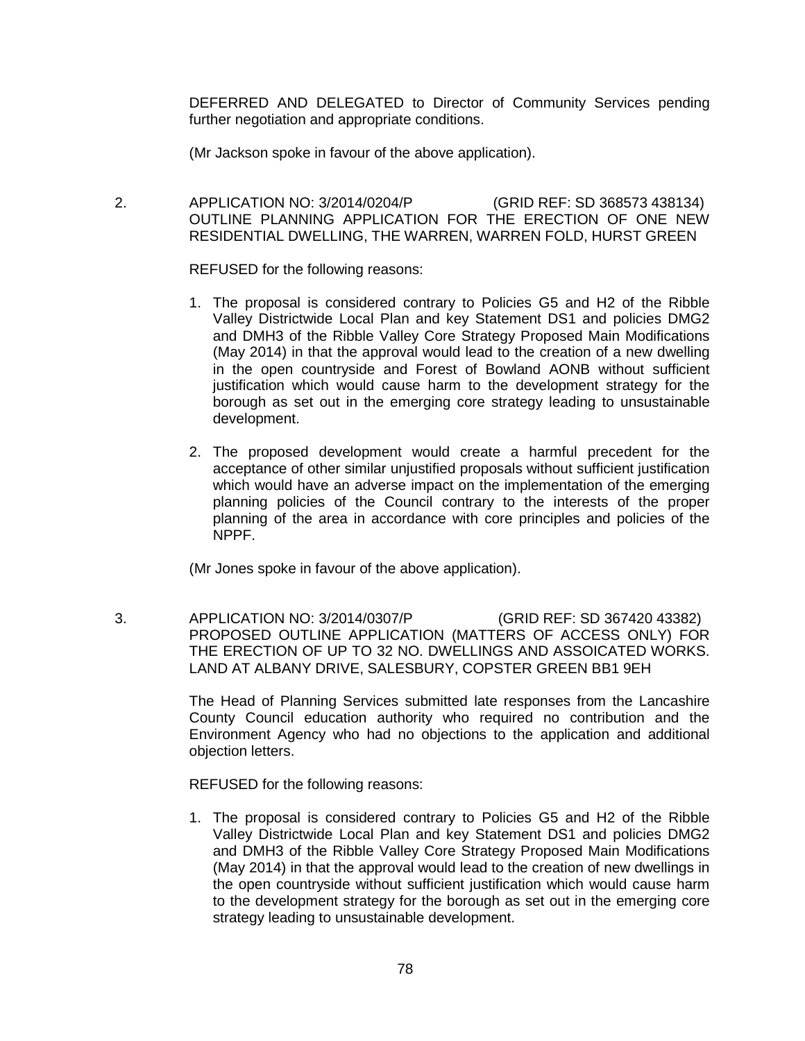DEFERRED AND DELEGATED to Director of Community Services pending further negotiation and appropriate conditions.

(Mr Jackson spoke in favour of the above application).

2. APPLICATION NO: 3/2014/0204/P (GRID REF: SD 368573 438134)
OUTLINE PLANNING APPLICATION FOR THE ERECTION OF ONE NEW RESIDENTIAL DWELLING, THE WARREN, WARREN FOLD, HURST GREEN

REFUSED for the following reasons:

1. The proposal is considered contrary to Policies G5 and H2 of the Ribble Valley Districtwide Local Plan and key Statement DS1 and policies DMG2 and DMH3 of the Ribble Valley Core Strategy Proposed Main Modifications (May 2014) in that the approval would lead to the creation of a new dwelling in the open countryside and Forest of Bowland AONB without sufficient justification which would cause harm to the development strategy for the borough as set out in the emerging core strategy leading to unsustainable development.

2. The proposed development would create a harmful precedent for the acceptance of other similar unjustified proposals without sufficient justification which would have an adverse impact on the implementation of the emerging planning policies of the Council contrary to the interests of the proper planning of the area in accordance with core principles and policies of the NPPF.

(Mr Jones spoke in favour of the above application).

3. APPLICATION NO: 3/2014/0307/P (GRID REF: SD 367420 43382)
PROPOSED OUTLINE APPLICATION (MATTERS OF ACCESS ONLY) FOR THE ERECTION OF UP TO 32 NO. DWELLINGS AND ASSOICATED WORKS. LAND AT ALBANY DRIVE, SALESBURY, COPSTER GREEN BB1 9EH

The Head of Planning Services submitted late responses from the Lancashire County Council education authority who required no contribution and the Environment Agency who had no objections to the application and additional objection letters.

REFUSED for the following reasons:

1. The proposal is considered contrary to Policies G5 and H2 of the Ribble Valley Districtwide Local Plan and key Statement DS1 and policies DMG2 and DMH3 of the Ribble Valley Core Strategy Proposed Main Modifications (May 2014) in that the approval would lead to the creation of new dwellings in the open countryside without sufficient justification which would cause harm to the development strategy for the borough as set out in the emerging core strategy leading to unsustainable development.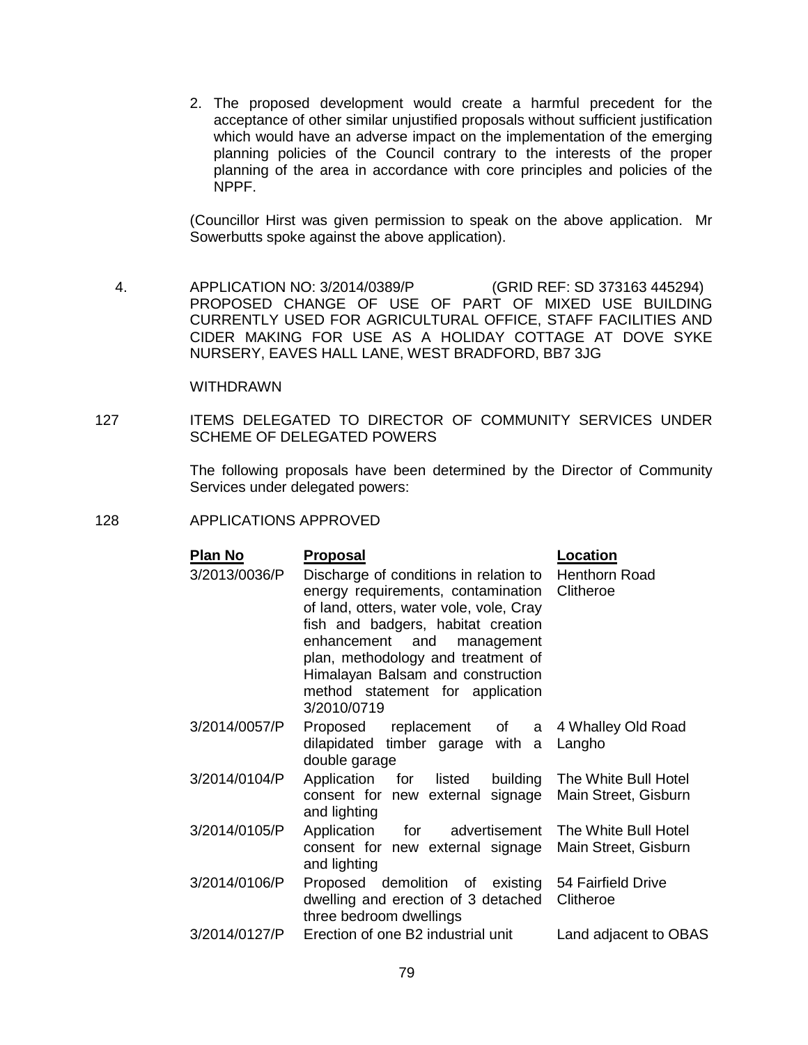2. The proposed development would create a harmful precedent for the acceptance of other similar unjustified proposals without sufficient justification which would have an adverse impact on the implementation of the emerging planning policies of the Council contrary to the interests of the proper planning of the area in accordance with core principles and policies of the NPPF.

(Councillor Hirst was given permission to speak on the above application. Mr Sowerbutts spoke against the above application).

4. APPLICATION NO: 3/2014/0389/P (GRID REF: SD 373163 445294) PROPOSED CHANGE OF USE OF PART OF MIXED USE BUILDING CURRENTLY USED FOR AGRICULTURAL OFFICE, STAFF FACILITIES AND CIDER MAKING FOR USE AS A HOLIDAY COTTAGE AT DOVE SYKE NURSERY, EAVES HALL LANE, WEST BRADFORD, BB7 3JG

WITHDRAWN

127 ITEMS DELEGATED TO DIRECTOR OF COMMUNITY SERVICES UNDER SCHEME OF DELEGATED POWERS

The following proposals have been determined by the Director of Community Services under delegated powers:

128 APPLICATIONS APPROVED

| Plan No | Proposal | Location |
|---|---|---|
| 3/2013/0036/P | Discharge of conditions in relation to energy requirements, contamination of land, otters, water vole, vole, Cray fish and badgers, habitat creation enhancement and management plan, methodology and treatment of Himalayan Balsam and construction method statement for application 3/2010/0719 | Henthorn Road Clitheroe |
| 3/2014/0057/P | Proposed replacement of a dilapidated timber garage with a double garage | 4 Whalley Old Road Langho |
| 3/2014/0104/P | Application for listed building consent for new external signage and lighting | The White Bull Hotel Main Street, Gisburn |
| 3/2014/0105/P | Application for advertisement consent for new external signage and lighting | The White Bull Hotel Main Street, Gisburn |
| 3/2014/0106/P | Proposed demolition of existing dwelling and erection of 3 detached three bedroom dwellings | 54 Fairfield Drive Clitheroe |
| 3/2014/0127/P | Erection of one B2 industrial unit | Land adjacent to OBAS |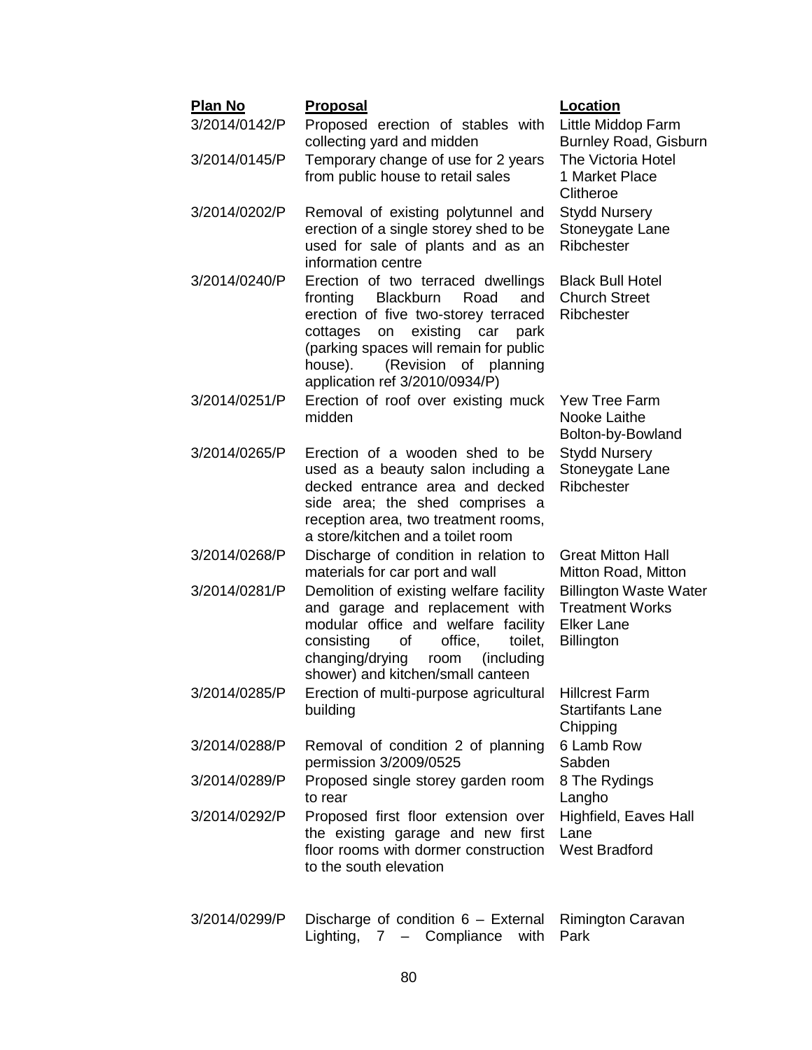| Plan No | Proposal | Location |
|---|---|---|
| 3/2014/0142/P | Proposed erection of stables with collecting yard and midden | Little Middop Farm Burnley Road, Gisburn |
| 3/2014/0145/P | Temporary change of use for 2 years from public house to retail sales | The Victoria Hotel 1 Market Place Clitheroe |
| 3/2014/0202/P | Removal of existing polytunnel and erection of a single storey shed to be used for sale of plants and as an information centre | Stydd Nursery Stoneygate Lane Ribchester |
| 3/2014/0240/P | Erection of two terraced dwellings fronting Blackburn Road and erection of five two-storey terraced cottages on existing car park (parking spaces will remain for public house). (Revision of planning application ref 3/2010/0934/P) | Black Bull Hotel Church Street Ribchester |
| 3/2014/0251/P | Erection of roof over existing muck midden | Yew Tree Farm Nooke Laithe Bolton-by-Bowland |
| 3/2014/0265/P | Erection of a wooden shed to be used as a beauty salon including a decked entrance area and decked side area; the shed comprises a reception area, two treatment rooms, a store/kitchen and a toilet room | Stydd Nursery Stoneygate Lane Ribchester |
| 3/2014/0268/P | Discharge of condition in relation to materials for car port and wall | Great Mitton Hall Mitton Road, Mitton |
| 3/2014/0281/P | Demolition of existing welfare facility and garage and replacement with modular office and welfare facility consisting of office, toilet, changing/drying room (including shower) and kitchen/small canteen | Billington Waste Water Treatment Works Elker Lane Billington |
| 3/2014/0285/P | Erection of multi-purpose agricultural building | Hillcrest Farm Startifants Lane Chipping |
| 3/2014/0288/P | Removal of condition 2 of planning permission 3/2009/0525 | 6 Lamb Row Sabden |
| 3/2014/0289/P | Proposed single storey garden room to rear | 8 The Rydings Langho |
| 3/2014/0292/P | Proposed first floor extension over the existing garage and new first floor rooms with dormer construction to the south elevation | Highfield, Eaves Hall Lane West Bradford |
| 3/2014/0299/P | Discharge of condition 6 – External Lighting, 7 – Compliance with | Rimington Caravan Park |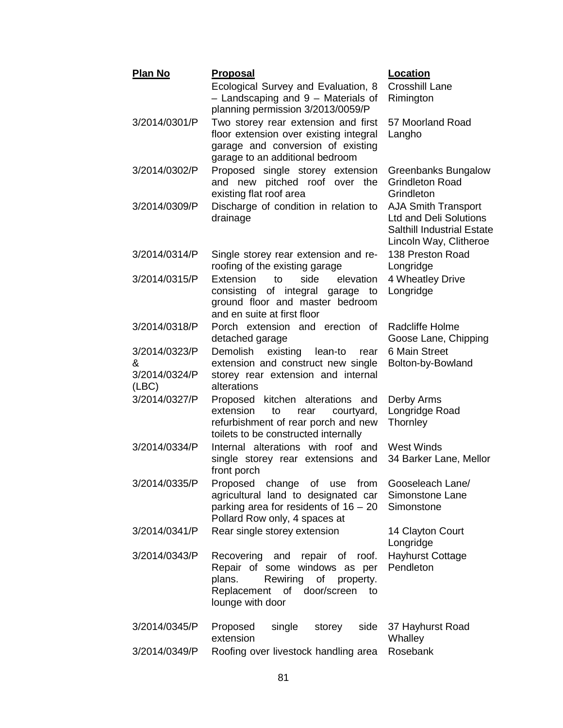| Plan No | Proposal | Location |
|---|---|---|
| | Ecological Survey and Evaluation, 8 – Landscaping and 9 – Materials of planning permission 3/2013/0059/P | Crosshill Lane Rimington |
| 3/2014/0301/P | Two storey rear extension and first floor extension over existing integral garage and conversion of existing garage to an additional bedroom | 57 Moorland Road Langho |
| 3/2014/0302/P | Proposed single storey extension and new pitched roof over the existing flat roof area | Greenbanks Bungalow Grindleton Road Grindleton |
| 3/2014/0309/P | Discharge of condition in relation to drainage | AJA Smith Transport Ltd and Deli Solutions Salthill Industrial Estate Lincoln Way, Clitheroe |
| 3/2014/0314/P | Single storey rear extension and re-roofing of the existing garage | 138 Preston Road Longridge |
| 3/2014/0315/P | Extension to side elevation consisting of integral garage to ground floor and master bedroom and en suite at first floor | 4 Wheatley Drive Longridge |
| 3/2014/0318/P | Porch extension and erection of detached garage | Radcliffe Holme Goose Lane, Chipping |
| 3/2014/0323/P & 3/2014/0324/P (LBC) | Demolish existing lean-to rear extension and construct new single storey rear extension and internal alterations | 6 Main Street Bolton-by-Bowland |
| 3/2014/0327/P | Proposed kitchen alterations and extension to rear courtyard, refurbishment of rear porch and new toilets to be constructed internally | Derby Arms Longridge Road Thornley |
| 3/2014/0334/P | Internal alterations with roof and single storey rear extensions and front porch | West Winds 34 Barker Lane, Mellor |
| 3/2014/0335/P | Proposed change of use from agricultural land to designated car parking area for residents of 16 – 20 Pollard Row only, 4 spaces at | Gooseleach Lane/ Simonstone Lane Simonstone |
| 3/2014/0341/P | Rear single storey extension | 14 Clayton Court Longridge |
| 3/2014/0343/P | Recovering and repair of roof. Repair of some windows as per plans. Rewiring of property. Replacement of door/screen to lounge with door | Hayhurst Cottage Pendleton |
| 3/2014/0345/P | Proposed single storey side extension | 37 Hayhurst Road Whalley |
| 3/2014/0349/P | Roofing over livestock handling area | Rosebank |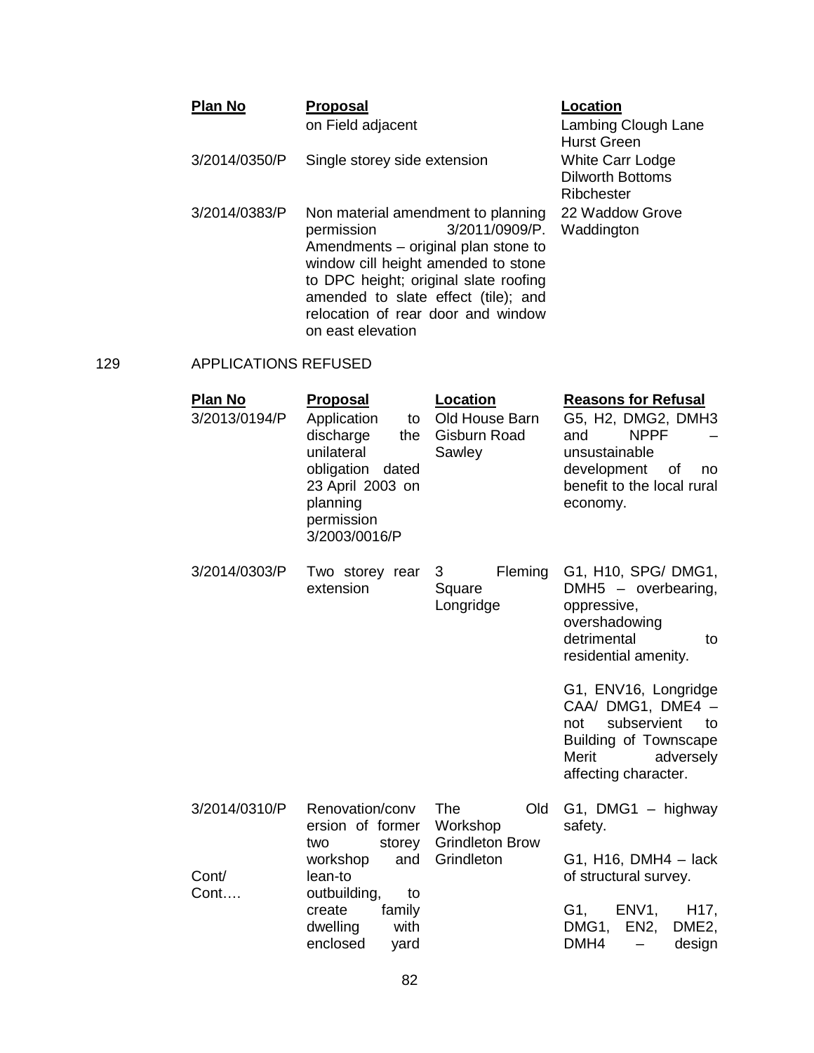| Plan No | Proposal | Location |
|---|---|---|
| | on Field adjacent | Lambing Clough Lane Hurst Green |
| 3/2014/0350/P | Single storey side extension | White Carr Lodge Dilworth Bottoms Ribchester |
| 3/2014/0383/P | Non material amendment to planning permission 3/2011/0909/P. Amendments – original plan stone to window cill height amended to stone to DPC height; original slate roofing amended to slate effect (tile); and relocation of rear door and window on east elevation | 22 Waddow Grove Waddington |

129 APPLICATIONS REFUSED

| Plan No | Proposal | Location | Reasons for Refusal |
|---|---|---|---|
| 3/2013/0194/P | Application to discharge the unilateral obligation dated 23 April 2003 on planning permission 3/2003/0016/P | Old House Barn Gisburn Road Sawley | G5, H2, DMG2, DMH3 and NPPF – unsustainable development of no benefit to the local rural economy. |
| 3/2014/0303/P | Two storey rear extension | 3 Fleming Square Longridge | G1, H10, SPG/ DMG1, DMH5 – overbearing, oppressive, overshadowing detrimental to residential amenity.<br><br>G1, ENV16, Longridge CAA/ DMG1, DME4 – not subservient to Building of Townscape Merit adversely affecting character. |
| 3/2014/0310/P<br><br>Cont/<br>Cont…. | Renovation/conversion of former two storey workshop and lean-to outbuilding, to create family dwelling with enclosed yard | The Old Workshop Grindleton Brow Grindleton | G1, DMG1 – highway safety.<br><br>G1, H16, DMH4 – lack of structural survey.<br><br>G1, ENV1, H17, DMG1, EN2, DME2, DMH4 – design |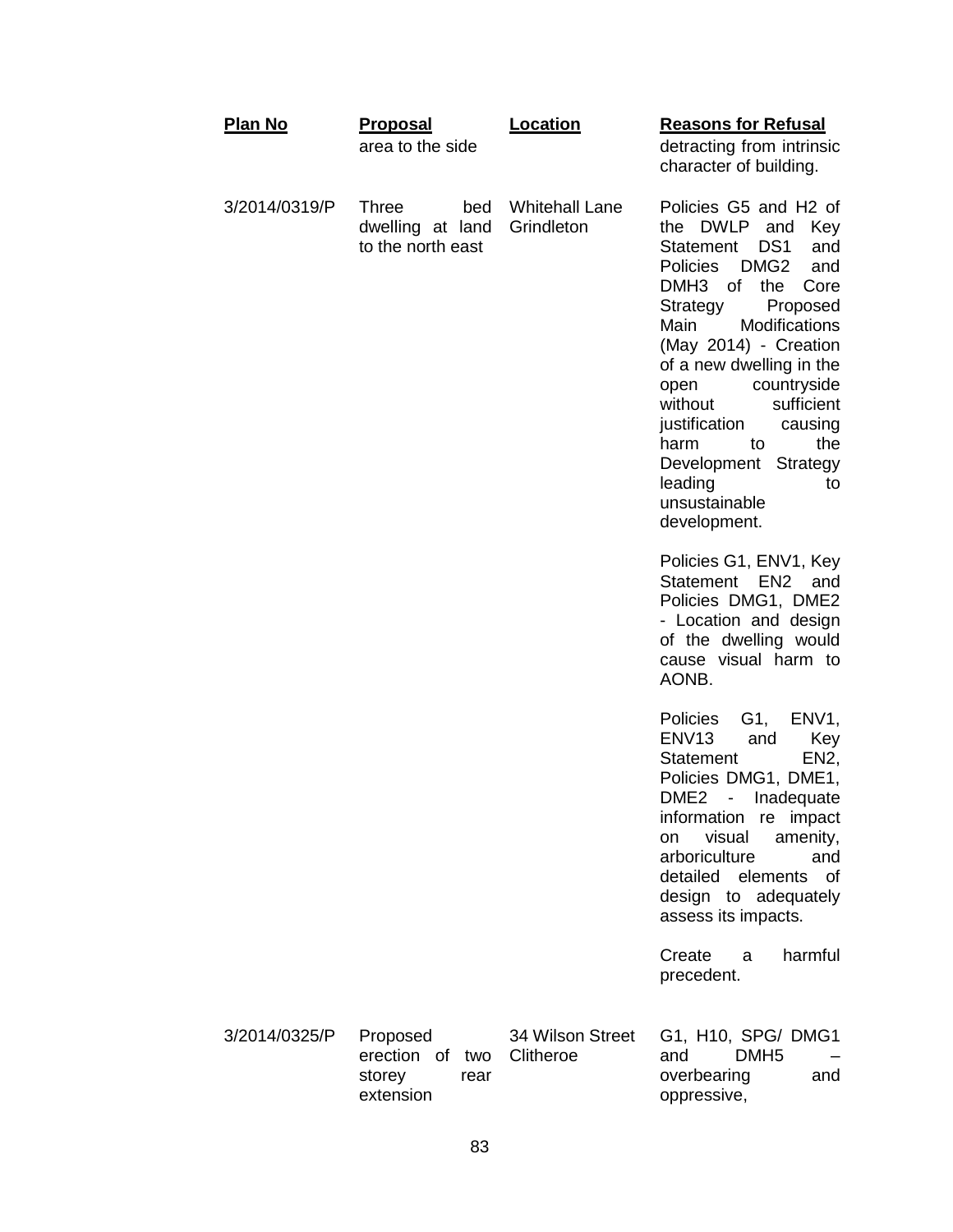| Plan No | Proposal | Location | Reasons for Refusal |
|---|---|---|---|
| | area to the side | | detracting from intrinsic character of building. |
| 3/2014/0319/P | Three bed dwelling at land to the north east | Whitehall Lane Grindleton | Policies G5 and H2 of the DWLP and Key Statement DS1 and Policies DMG2 and DMH3 of the Core Strategy Proposed Main Modifications (May 2014) - Creation of a new dwelling in the open countryside without sufficient justification causing harm to the Development Strategy leading to unsustainable development.<br><br>Policies G1, ENV1, Key Statement EN2 and Policies DMG1, DME2 - Location and design of the dwelling would cause visual harm to AONB.<br><br>Policies G1, ENV1, ENV13 and Key Statement EN2, Policies DMG1, DME1, DME2 - Inadequate information re impact on visual amenity, arboriculture and detailed elements of design to adequately assess its impacts.<br><br>Create a harmful precedent. |
| 3/2014/0325/P | Proposed erection of two storey rear extension | 34 Wilson Street Clitheroe | G1, H10, SPG/ DMG1 and DMH5 – overbearing and oppressive, |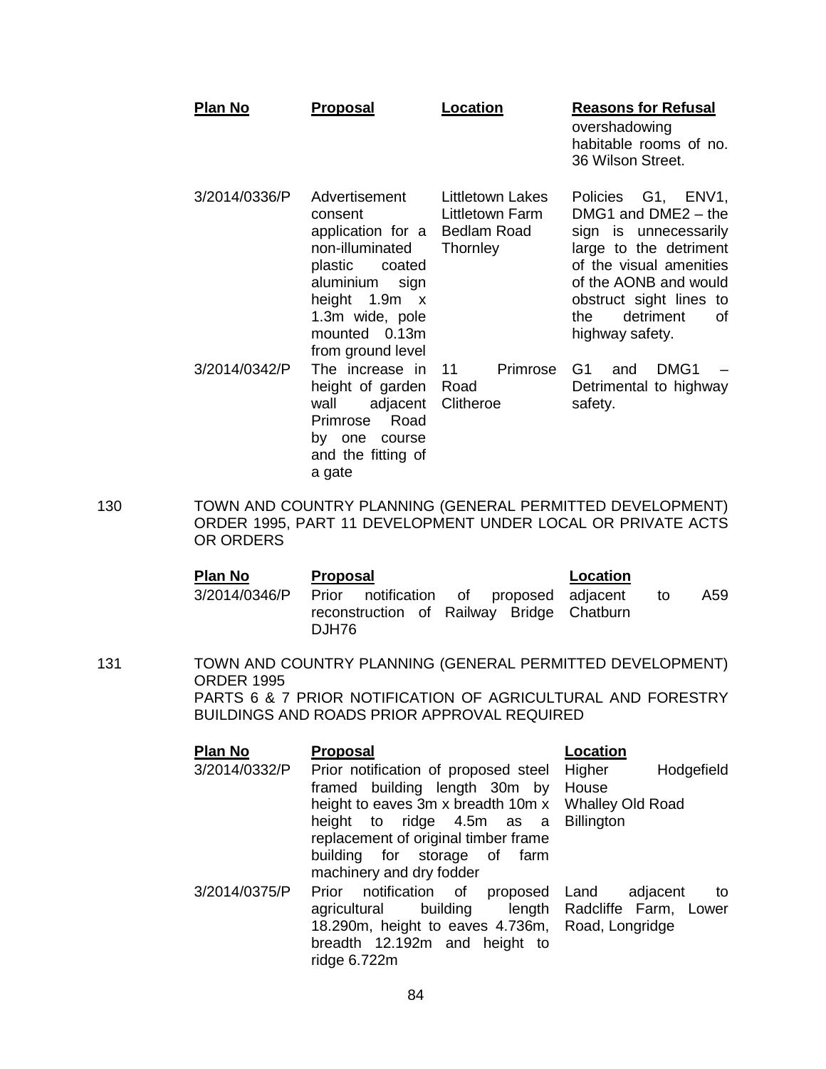| Plan No | Proposal | Location | Reasons for Refusal |
| --- | --- | --- | --- |
| | | | overshadowing habitable rooms of no. 36 Wilson Street. |
| 3/2014/0336/P | Advertisement consent application for a non-illuminated plastic coated aluminium sign height 1.9m x 1.3m wide, pole mounted 0.13m from ground level | Littletown Lakes Littletown Farm Bedlam Road Thornley | Policies G1, ENV1, DMG1 and DME2 – the sign is unnecessarily large to the detriment of the visual amenities of the AONB and would obstruct sight lines to the detriment of highway safety. |
| 3/2014/0342/P | The increase in height of garden wall adjacent Primrose Road by one course and the fitting of a gate | 11 Primrose Road Clitheroe | G1 and DMG1 – Detrimental to highway safety. |

130 TOWN AND COUNTRY PLANNING (GENERAL PERMITTED DEVELOPMENT) ORDER 1995, PART 11 DEVELOPMENT UNDER LOCAL OR PRIVATE ACTS OR ORDERS

| Plan No | Proposal | Location |
| --- | --- | --- |
| 3/2014/0346/P | Prior notification of proposed reconstruction of Railway Bridge DJH76 | adjacent to A59 Chatburn |

131 TOWN AND COUNTRY PLANNING (GENERAL PERMITTED DEVELOPMENT) ORDER 1995
PARTS 6 & 7 PRIOR NOTIFICATION OF AGRICULTURAL AND FORESTRY BUILDINGS AND ROADS PRIOR APPROVAL REQUIRED

| Plan No | Proposal | Location |
| --- | --- | --- |
| 3/2014/0332/P | Prior notification of proposed steel framed building length 30m by height to eaves 3m x breadth 10m x height to ridge 4.5m as a replacement of original timber frame building for storage of farm machinery and dry fodder | Higher Hodgefield House Whalley Old Road Billington |
| 3/2014/0375/P | Prior notification of proposed agricultural building length 18.290m, height to eaves 4.736m, breadth 12.192m and height to ridge 6.722m | Land adjacent to Radcliffe Farm, Lower Road, Longridge |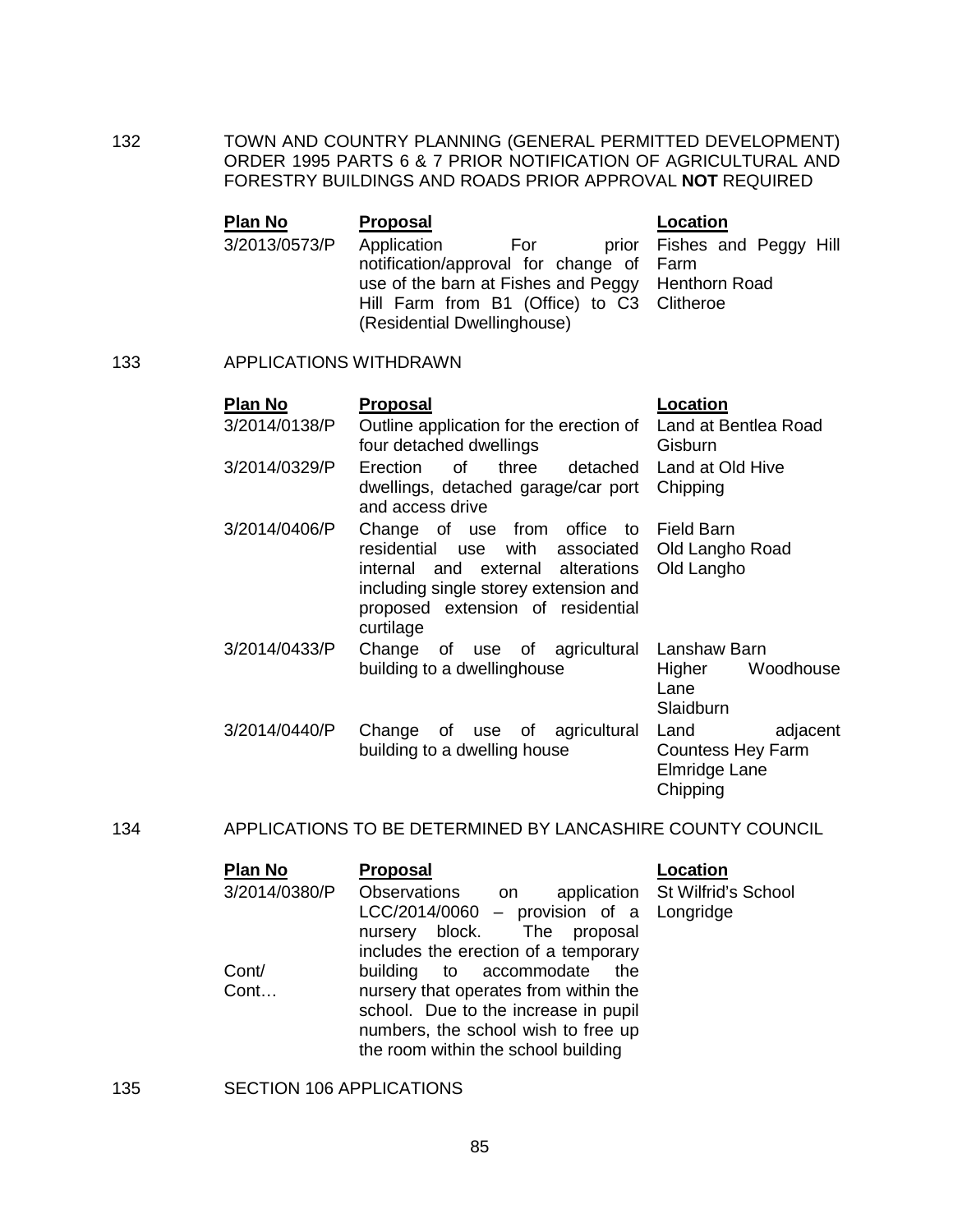132 TOWN AND COUNTRY PLANNING (GENERAL PERMITTED DEVELOPMENT) ORDER 1995 PARTS 6 & 7 PRIOR NOTIFICATION OF AGRICULTURAL AND FORESTRY BUILDINGS AND ROADS PRIOR APPROVAL **NOT** REQUIRED

| Plan No | Proposal | Location |
|---|---|---|
| 3/2013/0573/P | Application For prior notification/approval for change of use of the barn at Fishes and Peggy Hill Farm from B1 (Office) to C3 (Residential Dwellinghouse) | Fishes and Peggy Hill Farm Henthorn Road Clitheroe |

133 APPLICATIONS WITHDRAWN

| Plan No | Proposal | Location |
|---|---|---|
| 3/2014/0138/P | Outline application for the erection of four detached dwellings | Land at Bentlea Road Gisburn |
| 3/2014/0329/P | Erection of three detached dwellings, detached garage/car port and access drive | Land at Old Hive Chipping |
| 3/2014/0406/P | Change of use from office to residential use with associated internal and external alterations including single storey extension and proposed extension of residential curtilage | Field Barn Old Langho Road Old Langho |
| 3/2014/0433/P | Change of use of agricultural building to a dwellinghouse | Lanshaw Barn Higher Woodhouse Lane Slaidburn |
| 3/2014/0440/P | Change of use of agricultural building to a dwelling house | Land adjacent Countess Hey Farm Elmridge Lane Chipping |

134 APPLICATIONS TO BE DETERMINED BY LANCASHIRE COUNTY COUNCIL

| Plan No | Proposal | Location |
|---|---|---|
| 3/2014/0380/P Cont/ Cont… | Observations on application LCC/2014/0060 – provision of a nursery block. The proposal includes the erection of a temporary building to accommodate the nursery that operates from within the school. Due to the increase in pupil numbers, the school wish to free up the room within the school building | St Wilfrid's School Longridge |

135 SECTION 106 APPLICATIONS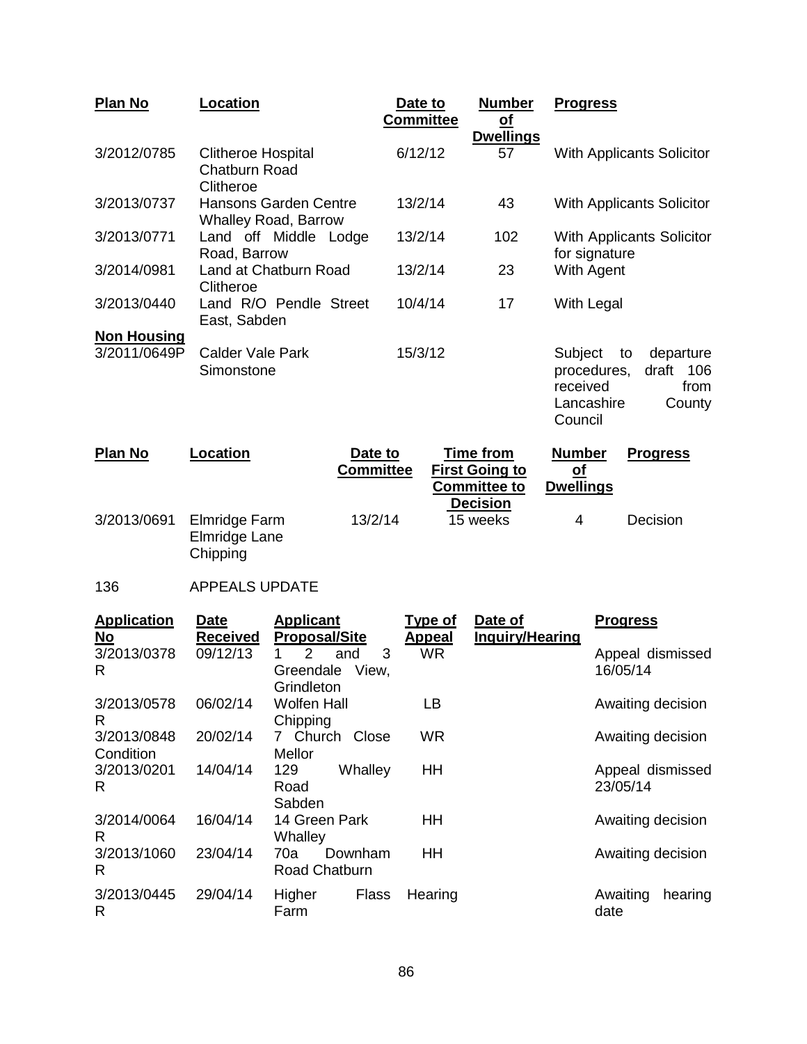| Plan No | Location | Date to Committee | Number of Dwellings | Progress |
|---|---|---|---|---|
| 3/2012/0785 | Clitheroe Hospital Chatburn Road Clitheroe | 6/12/12 | 57 | With Applicants Solicitor |
| 3/2013/0737 | Hansons Garden Centre Whalley Road, Barrow | 13/2/14 | 43 | With Applicants Solicitor |
| 3/2013/0771 | Land off Middle Lodge Road, Barrow | 13/2/14 | 102 | With Applicants Solicitor for signature |
| 3/2014/0981 | Land at Chatburn Road Clitheroe | 13/2/14 | 23 | With Agent |
| 3/2013/0440 | Land R/O Pendle Street East, Sabden | 10/4/14 | 17 | With Legal |
| **Non Housing** | | | | |
| 3/2011/0649P | Calder Vale Park Simonstone | 15/3/12 | | Subject to departure procedures, draft 106 received from Lancashire County Council |

| Plan No | Location | Date to Committee | Time from First Going to Committee to Decision | Number of Dwellings | Progress |
|---|---|---|---|---|---|
| 3/2013/0691 | Elmridge Farm Elmridge Lane Chipping | 13/2/14 | 15 weeks | 4 | Decision |

136 APPEALS UPDATE

| Application No | Date Received | Applicant Proposal/Site | Type of Appeal | Date of Inquiry/Hearing | Progress |
|---|---|---|---|---|---|
| 3/2013/0378 R | 09/12/13 | 1 2 and 3 Greendale View, Grindleton | WR | | Appeal dismissed 16/05/14 |
| 3/2013/0578 R | 06/02/14 | Wolfen Hall Chipping | LB | | Awaiting decision |
| 3/2013/0848 Condition | 20/02/14 | 7 Church Close Mellor | WR | | Awaiting decision |
| 3/2013/0201 R | 14/04/14 | 129 Whalley Road Sabden | HH | | Appeal dismissed 23/05/14 |
| 3/2014/0064 R | 16/04/14 | 14 Green Park Whalley | HH | | Awaiting decision |
| 3/2013/1060 R | 23/04/14 | 70a Downham Road Chatburn | HH | | Awaiting decision |
| 3/2013/0445 R | 29/04/14 | Higher Flass Farm | Hearing | | Awaiting hearing date |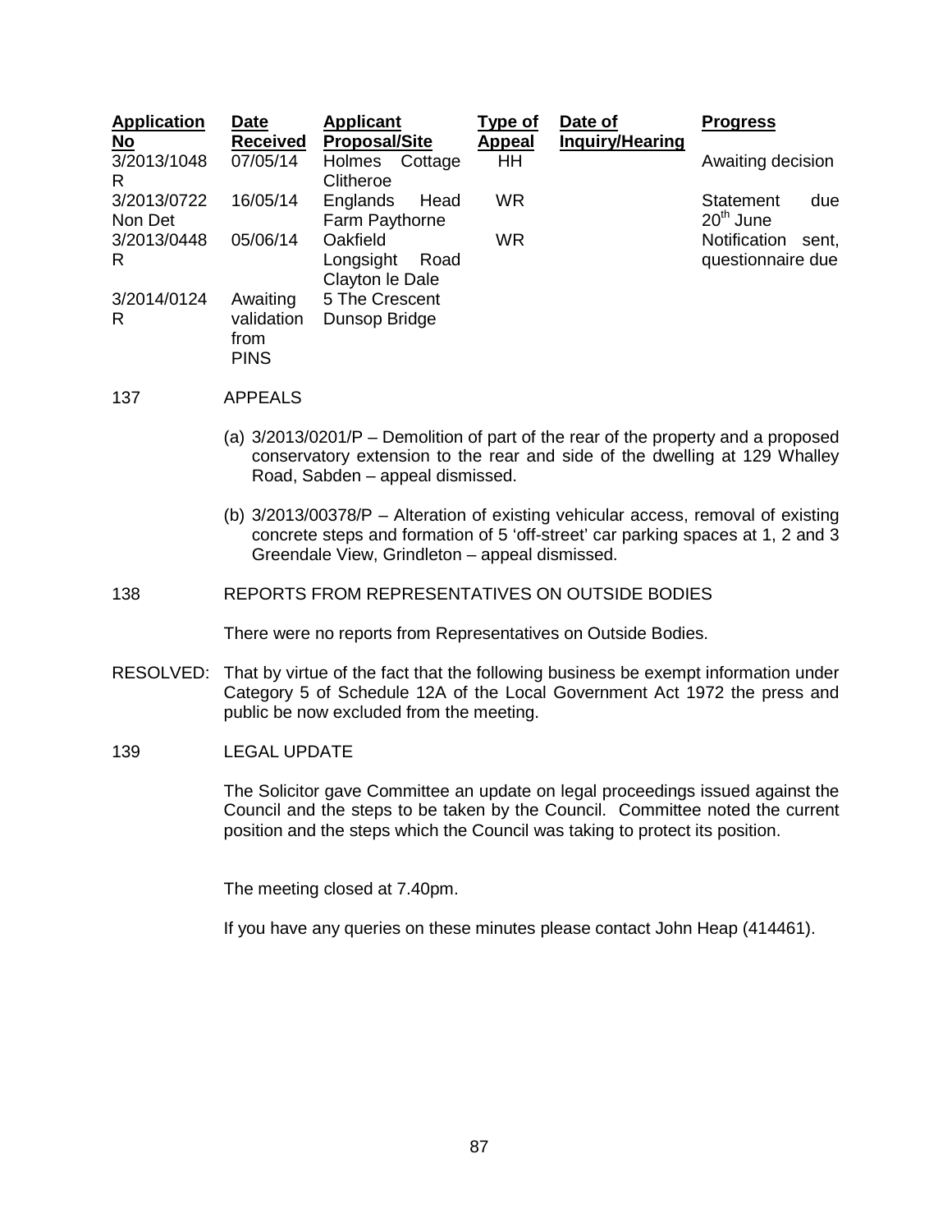| Application No | Date Received | Applicant Proposal/Site | Type of Appeal | Date of Inquiry/Hearing | Progress |
|---|---|---|---|---|---|
| 3/2013/1048 R | 07/05/14 | Holmes Cottage Clitheroe | HH | | Awaiting decision |
| 3/2013/0722 Non Det | 16/05/14 | Englands Head Farm Paythorne | WR | | Statement due 20th June |
| 3/2013/0448 R | 05/06/14 | Oakfield Longsight Road Clayton le Dale | WR | | Notification sent, questionnaire due |
| 3/2014/0124 R | Awaiting validation from PINS | 5 The Crescent Dunsop Bridge | | | |

137 APPEALS

(a) 3/2013/0201/P – Demolition of part of the rear of the property and a proposed conservatory extension to the rear and side of the dwelling at 129 Whalley Road, Sabden – appeal dismissed.

(b) 3/2013/00378/P – Alteration of existing vehicular access, removal of existing concrete steps and formation of 5 'off-street' car parking spaces at 1, 2 and 3 Greendale View, Grindleton – appeal dismissed.

138 REPORTS FROM REPRESENTATIVES ON OUTSIDE BODIES

There were no reports from Representatives on Outside Bodies.

RESOLVED: That by virtue of the fact that the following business be exempt information under Category 5 of Schedule 12A of the Local Government Act 1972 the press and public be now excluded from the meeting.

139 LEGAL UPDATE

The Solicitor gave Committee an update on legal proceedings issued against the Council and the steps to be taken by the Council. Committee noted the current position and the steps which the Council was taking to protect its position.

The meeting closed at 7.40pm.

If you have any queries on these minutes please contact John Heap (414461).